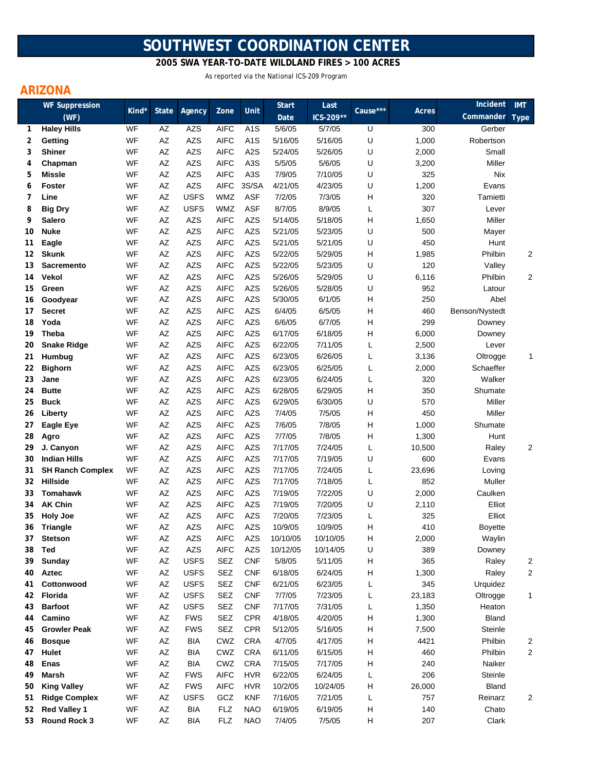# SOUTHWEST COORDINATION CENTER

**2005 SWA YEAR-TO-DATE WILDLAND FIRES > 100 ACRES**

As reported via the National ICS-209 Program

## ARIZONA

| | WF Suppression (WF) | Kind* | State | Agency | Zone | Unit | Start Date | Last ICS-209** | Cause*** | Acres | Incident Commander | IMT Type |
|---|---|---|---|---|---|---|---|---|---|---|---|---|
| 1 | **Haley Hills** | WF | AZ | AZS | AIFC | A1S | 5/6/05 | 5/7/05 | U | 300 | Gerber | |
| 2 | **Getting** | WF | AZ | AZS | AIFC | A1S | 5/16/05 | 5/16/05 | U | 1,000 | Robertson | |
| 3 | **Shiner** | WF | AZ | AZS | AIFC | A2S | 5/24/05 | 5/26/05 | U | 2,000 | Small | |
| 4 | **Chapman** | WF | AZ | AZS | AIFC | A3S | 5/5/05 | 5/6/05 | U | 3,200 | Miller | |
| 5 | **Missle** | WF | AZ | AZS | AIFC | A3S | 7/9/05 | 7/10/05 | U | 325 | Nix | |
| 6 | **Foster** | WF | AZ | AZS | AIFC | 3S/SA | 4/21/05 | 4/23/05 | U | 1,200 | Evans | |
| 7 | **Line** | WF | AZ | USFS | WMZ | ASF | 7/2/05 | 7/3/05 | H | 320 | Tamietti | |
| 8 | **Big Dry** | WF | AZ | USFS | WMZ | ASF | 8/7/05 | 8/9/05 | L | 307 | Lever | |
| 9 | **Salero** | WF | AZ | AZS | AIFC | AZS | 5/14/05 | 5/18/05 | H | 1,650 | Miller | |
| 10 | **Nuke** | WF | AZ | AZS | AIFC | AZS | 5/21/05 | 5/23/05 | U | 500 | Mayer | |
| 11 | **Eagle** | WF | AZ | AZS | AIFC | AZS | 5/21/05 | 5/21/05 | U | 450 | Hunt | |
| 12 | **Skunk** | WF | AZ | AZS | AIFC | AZS | 5/22/05 | 5/29/05 | H | 1,985 | Philbin | 2 |
| 13 | **Sacremento** | WF | AZ | AZS | AIFC | AZS | 5/22/05 | 5/23/05 | U | 120 | Valley | |
| 14 | **Vekol** | WF | AZ | AZS | AIFC | AZS | 5/26/05 | 5/29/05 | U | 6,116 | Philbin | 2 |
| 15 | **Green** | WF | AZ | AZS | AIFC | AZS | 5/26/05 | 5/28/05 | U | 952 | Latour | |
| 16 | **Goodyear** | WF | AZ | AZS | AIFC | AZS | 5/30/05 | 6/1/05 | H | 250 | Abel | |
| 17 | **Secret** | WF | AZ | AZS | AIFC | AZS | 6/4/05 | 6/5/05 | H | 460 | Benson/Nystedt | |
| 18 | **Yoda** | WF | AZ | AZS | AIFC | AZS | 6/6/05 | 6/7/05 | H | 299 | Downey | |
| 19 | **Theba** | WF | AZ | AZS | AIFC | AZS | 6/17/05 | 6/18/05 | H | 6,000 | Downey | |
| 20 | **Snake Ridge** | WF | AZ | AZS | AIFC | AZS | 6/22/05 | 7/11/05 | L | 2,500 | Lever | |
| 21 | **Humbug** | WF | AZ | AZS | AIFC | AZS | 6/23/05 | 6/26/05 | L | 3,136 | Oltrogge | 1 |
| 22 | **Bighorn** | WF | AZ | AZS | AIFC | AZS | 6/23/05 | 6/25/05 | L | 2,000 | Schaeffer | |
| 23 | **Jane** | WF | AZ | AZS | AIFC | AZS | 6/23/05 | 6/24/05 | L | 320 | Walker | |
| 24 | **Butte** | WF | AZ | AZS | AIFC | AZS | 6/28/05 | 6/29/05 | H | 350 | Shumate | |
| 25 | **Buck** | WF | AZ | AZS | AIFC | AZS | 6/29/05 | 6/30/05 | U | 570 | Miller | |
| 26 | **Liberty** | WF | AZ | AZS | AIFC | AZS | 7/4/05 | 7/5/05 | H | 450 | Miller | |
| 27 | **Eagle Eye** | WF | AZ | AZS | AIFC | AZS | 7/6/05 | 7/8/05 | H | 1,000 | Shumate | |
| 28 | **Agro** | WF | AZ | AZS | AIFC | AZS | 7/7/05 | 7/8/05 | H | 1,300 | Hunt | |
| 29 | **J. Canyon** | WF | AZ | AZS | AIFC | AZS | 7/17/05 | 7/24/05 | L | 10,500 | Raley | 2 |
| 30 | **Indian Hills** | WF | AZ | AZS | AIFC | AZS | 7/17/05 | 7/19/05 | U | 600 | Evans | |
| 31 | **SH Ranch Complex** | WF | AZ | AZS | AIFC | AZS | 7/17/05 | 7/24/05 | L | 23,696 | Loving | |
| 32 | **Hillside** | WF | AZ | AZS | AIFC | AZS | 7/17/05 | 7/18/05 | L | 852 | Muller | |
| 33 | **Tomahawk** | WF | AZ | AZS | AIFC | AZS | 7/19/05 | 7/22/05 | U | 2,000 | Caulken | |
| 34 | **AK Chin** | WF | AZ | AZS | AIFC | AZS | 7/19/05 | 7/20/05 | U | 2,110 | Elliot | |
| 35 | **Holy Joe** | WF | AZ | AZS | AIFC | AZS | 7/20/05 | 7/23/05 | L | 325 | Elliot | |
| 36 | **Triangle** | WF | AZ | AZS | AIFC | AZS | 10/9/05 | 10/9/05 | H | 410 | Boyette | |
| 37 | **Stetson** | WF | AZ | AZS | AIFC | AZS | 10/10/05 | 10/10/05 | H | 2,000 | Waylin | |
| 38 | **Ted** | WF | AZ | AZS | AIFC | AZS | 10/12/05 | 10/14/05 | U | 389 | Downey | |
| 39 | **Sunday** | WF | AZ | USFS | SEZ | CNF | 5/8/05 | 5/11/05 | H | 365 | Raley | 2 |
| 40 | **Aztec** | WF | AZ | USFS | SEZ | CNF | 6/18/05 | 6/24/05 | H | 1,300 | Raley | 2 |
| 41 | **Cottonwood** | WF | AZ | USFS | SEZ | CNF | 6/21/05 | 6/23/05 | L | 345 | Urquidez | |
| 42 | **Florida** | WF | AZ | USFS | SEZ | CNF | 7/7/05 | 7/23/05 | L | 23,183 | Oltrogge | 1 |
| 43 | **Barfoot** | WF | AZ | USFS | SEZ | CNF | 7/17/05 | 7/31/05 | L | 1,350 | Heaton | |
| 44 | **Camino** | WF | AZ | FWS | SEZ | CPR | 4/18/05 | 4/20/05 | H | 1,300 | Bland | |
| 45 | **Growler Peak** | WF | AZ | FWS | SEZ | CPR | 5/12/05 | 5/16/05 | H | 7,500 | Steinle | |
| 46 | **Bosque** | WF | AZ | BIA | CWZ | CRA | 4/7/05 | 4/17/05 | H | 4421 | Philbin | 2 |
| 47 | **Hulet** | WF | AZ | BIA | CWZ | CRA | 6/11/05 | 6/15/05 | H | 460 | Philbin | 2 |
| 48 | **Enas** | WF | AZ | BIA | CWZ | CRA | 7/15/05 | 7/17/05 | H | 240 | Naiker | |
| 49 | **Marsh** | WF | AZ | FWS | AIFC | HVR | 6/22/05 | 6/24/05 | L | 206 | Steinle | |
| 50 | **King Valley** | WF | AZ | FWS | AIFC | HVR | 10/2/05 | 10/24/05 | H | 26,000 | Bland | |
| 51 | **Ridge Complex** | WF | AZ | USFS | GCZ | KNF | 7/16/05 | 7/21/05 | L | 757 | Reinarz | 2 |
| 52 | **Red Valley 1** | WF | AZ | BIA | FLZ | NAO | 6/19/05 | 6/19/05 | H | 140 | Chato | |
| 53 | **Round Rock 3** | WF | AZ | BIA | FLZ | NAO | 7/4/05 | 7/5/05 | H | 207 | Clark | |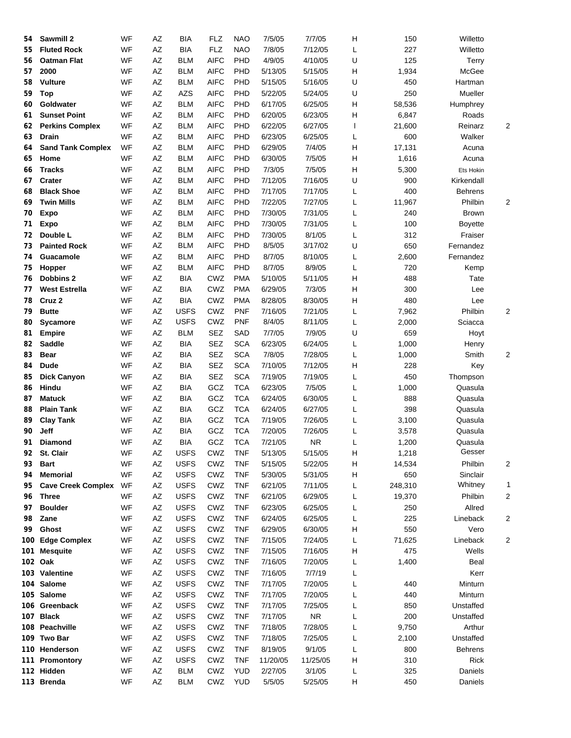| | | | | | | | | | | | | |
|---|---|---|---|---|---|---|---|---|---|---|---|---|
| 54 | **Sawmill 2** | WF | AZ | BIA | FLZ | NAO | 7/5/05 | 7/7/05 | H | 150 | Willetto | |
| 55 | **Fluted Rock** | WF | AZ | BIA | FLZ | NAO | 7/8/05 | 7/12/05 | L | 227 | Willetto | |
| 56 | **Oatman Flat** | WF | AZ | BLM | AIFC | PHD | 4/9/05 | 4/10/05 | U | 125 | Terry | |
| 57 | **2000** | WF | AZ | BLM | AIFC | PHD | 5/13/05 | 5/15/05 | H | 1,934 | McGee | |
| 58 | **Vulture** | WF | AZ | BLM | AIFC | PHD | 5/15/05 | 5/16/05 | U | 450 | Hartman | |
| 59 | **Top** | WF | AZ | AZS | AIFC | PHD | 5/22/05 | 5/24/05 | U | 250 | Mueller | |
| 60 | **Goldwater** | WF | AZ | BLM | AIFC | PHD | 6/17/05 | 6/25/05 | H | 58,536 | Humphrey | |
| 61 | **Sunset Point** | WF | AZ | BLM | AIFC | PHD | 6/20/05 | 6/23/05 | H | 6,847 | Roads | |
| 62 | **Perkins Complex** | WF | AZ | BLM | AIFC | PHD | 6/22/05 | 6/27/05 | I | 21,600 | Reinarz | 2 |
| 63 | **Drain** | WF | AZ | BLM | AIFC | PHD | 6/23/05 | 6/25/05 | L | 600 | Walker | |
| 64 | **Sand Tank Complex** | WF | AZ | BLM | AIFC | PHD | 6/29/05 | 7/4/05 | H | 17,131 | Acuna | |
| 65 | **Home** | WF | AZ | BLM | AIFC | PHD | 6/30/05 | 7/5/05 | H | 1,616 | Acuna | |
| 66 | **Tracks** | WF | AZ | BLM | AIFC | PHD | 7/3/05 | 7/5/05 | H | 5,300 | Ets Hokin | |
| 67 | **Crater** | WF | AZ | BLM | AIFC | PHD | 7/12/05 | 7/16/05 | U | 900 | Kirkendall | |
| 68 | **Black Shoe** | WF | AZ | BLM | AIFC | PHD | 7/17/05 | 7/17/05 | L | 400 | Behrens | |
| 69 | **Twin Mills** | WF | AZ | BLM | AIFC | PHD | 7/22/05 | 7/27/05 | L | 11,967 | Philbin | 2 |
| 70 | **Expo** | WF | AZ | BLM | AIFC | PHD | 7/30/05 | 7/31/05 | L | 240 | Brown | |
| 71 | **Expo** | WF | AZ | BLM | AIFC | PHD | 7/30/05 | 7/31/05 | L | 100 | Boyette | |
| 72 | **Double L** | WF | AZ | BLM | AIFC | PHD | 7/30/05 | 8/1/05 | L | 312 | Fraiser | |
| 73 | **Painted Rock** | WF | AZ | BLM | AIFC | PHD | 8/5/05 | 3/17/02 | U | 650 | Fernandez | |
| 74 | **Guacamole** | WF | AZ | BLM | AIFC | PHD | 8/7/05 | 8/10/05 | L | 2,600 | Fernandez | |
| 75 | **Hopper** | WF | AZ | BLM | AIFC | PHD | 8/7/05 | 8/9/05 | L | 720 | Kemp | |
| 76 | **Dobbins 2** | WF | AZ | BIA | CWZ | PMA | 5/10/05 | 5/11/05 | H | 488 | Tate | |
| 77 | **West Estrella** | WF | AZ | BIA | CWZ | PMA | 6/29/05 | 7/3/05 | H | 300 | Lee | |
| 78 | **Cruz 2** | WF | AZ | BIA | CWZ | PMA | 8/28/05 | 8/30/05 | H | 480 | Lee | |
| 79 | **Butte** | WF | AZ | USFS | CWZ | PNF | 7/16/05 | 7/21/05 | L | 7,962 | Philbin | 2 |
| 80 | **Sycamore** | WF | AZ | USFS | CWZ | PNF | 8/4/05 | 8/11/05 | L | 2,000 | Sciacca | |
| 81 | **Empire** | WF | AZ | BLM | SEZ | SAD | 7/7/05 | 7/9/05 | U | 659 | Hoyt | |
| 82 | **Saddle** | WF | AZ | BIA | SEZ | SCA | 6/23/05 | 6/24/05 | L | 1,000 | Henry | |
| 83 | **Bear** | WF | AZ | BIA | SEZ | SCA | 7/8/05 | 7/28/05 | L | 1,000 | Smith | 2 |
| 84 | **Dude** | WF | AZ | BIA | SEZ | SCA | 7/10/05 | 7/12/05 | H | 228 | Key | |
| 85 | **Dick Canyon** | WF | AZ | BIA | SEZ | SCA | 7/19/05 | 7/19/05 | L | 450 | Thompson | |
| 86 | **Hindu** | WF | AZ | BIA | GCZ | TCA | 6/23/05 | 7/5/05 | L | 1,000 | Quasula | |
| 87 | **Matuck** | WF | AZ | BIA | GCZ | TCA | 6/24/05 | 6/30/05 | L | 888 | Quasula | |
| 88 | **Plain Tank** | WF | AZ | BIA | GCZ | TCA | 6/24/05 | 6/27/05 | L | 398 | Quasula | |
| 89 | **Clay Tank** | WF | AZ | BIA | GCZ | TCA | 7/19/05 | 7/26/05 | L | 3,100 | Quasula | |
| 90 | **Jeff** | WF | AZ | BIA | GCZ | TCA | 7/20/05 | 7/26/05 | L | 3,578 | Quasula | |
| 91 | **Diamond** | WF | AZ | BIA | GCZ | TCA | 7/21/05 | NR | L | 1,200 | Quasula | |
| 92 | **St. Clair** | WF | AZ | USFS | CWZ | TNF | 5/13/05 | 5/15/05 | H | 1,218 | Gesser | |
| 93 | **Bart** | WF | AZ | USFS | CWZ | TNF | 5/15/05 | 5/22/05 | H | 14,534 | Philbin | 2 |
| 94 | **Memorial** | WF | AZ | USFS | CWZ | TNF | 5/30/05 | 5/31/05 | H | 650 | Sinclair | |
| 95 | **Cave Creek Complex** | WF | AZ | USFS | CWZ | TNF | 6/21/05 | 7/11/05 | L | 248,310 | Whitney | 1 |
| 96 | **Three** | WF | AZ | USFS | CWZ | TNF | 6/21/05 | 6/29/05 | L | 19,370 | Philbin | 2 |
| 97 | **Boulder** | WF | AZ | USFS | CWZ | TNF | 6/23/05 | 6/25/05 | L | 250 | Allred | |
| 98 | **Zane** | WF | AZ | USFS | CWZ | TNF | 6/24/05 | 6/25/05 | L | 225 | Lineback | 2 |
| 99 | **Ghost** | WF | AZ | USFS | CWZ | TNF | 6/29/05 | 6/30/05 | H | 550 | Vero | |
| 100 | **Edge Complex** | WF | AZ | USFS | CWZ | TNF | 7/15/05 | 7/24/05 | L | 71,625 | Lineback | 2 |
| 101 | **Mesquite** | WF | AZ | USFS | CWZ | TNF | 7/15/05 | 7/16/05 | H | 475 | Wells | |
| 102 | **Oak** | WF | AZ | USFS | CWZ | TNF | 7/16/05 | 7/20/05 | L | 1,400 | Beal | |
| 103 | **Valentine** | WF | AZ | USFS | CWZ | TNF | 7/16/05 | 7/7/19 | L | | Kerr | |
| 104 | **Salome** | WF | AZ | USFS | CWZ | TNF | 7/17/05 | 7/20/05 | L | 440 | Minturn | |
| 105 | **Salome** | WF | AZ | USFS | CWZ | TNF | 7/17/05 | 7/20/05 | L | 440 | Minturn | |
| 106 | **Greenback** | WF | AZ | USFS | CWZ | TNF | 7/17/05 | 7/25/05 | L | 850 | Unstaffed | |
| 107 | **Black** | WF | AZ | USFS | CWZ | TNF | 7/17/05 | NR | L | 200 | Unstaffed | |
| 108 | **Peachville** | WF | AZ | USFS | CWZ | TNF | 7/18/05 | 7/28/05 | L | 9,750 | Arthur | |
| 109 | **Two Bar** | WF | AZ | USFS | CWZ | TNF | 7/18/05 | 7/25/05 | L | 2,100 | Unstaffed | |
| 110 | **Henderson** | WF | AZ | USFS | CWZ | TNF | 8/19/05 | 9/1/05 | L | 800 | Behrens | |
| 111 | **Promontory** | WF | AZ | USFS | CWZ | TNF | 11/20/05 | 11/25/05 | H | 310 | Rick | |
| 112 | **Hidden** | WF | AZ | BLM | CWZ | YUD | 2/27/05 | 3/1/05 | L | 325 | Daniels | |
| 113 | **Brenda** | WF | AZ | BLM | CWZ | YUD | 5/5/05 | 5/25/05 | H | 450 | Daniels | |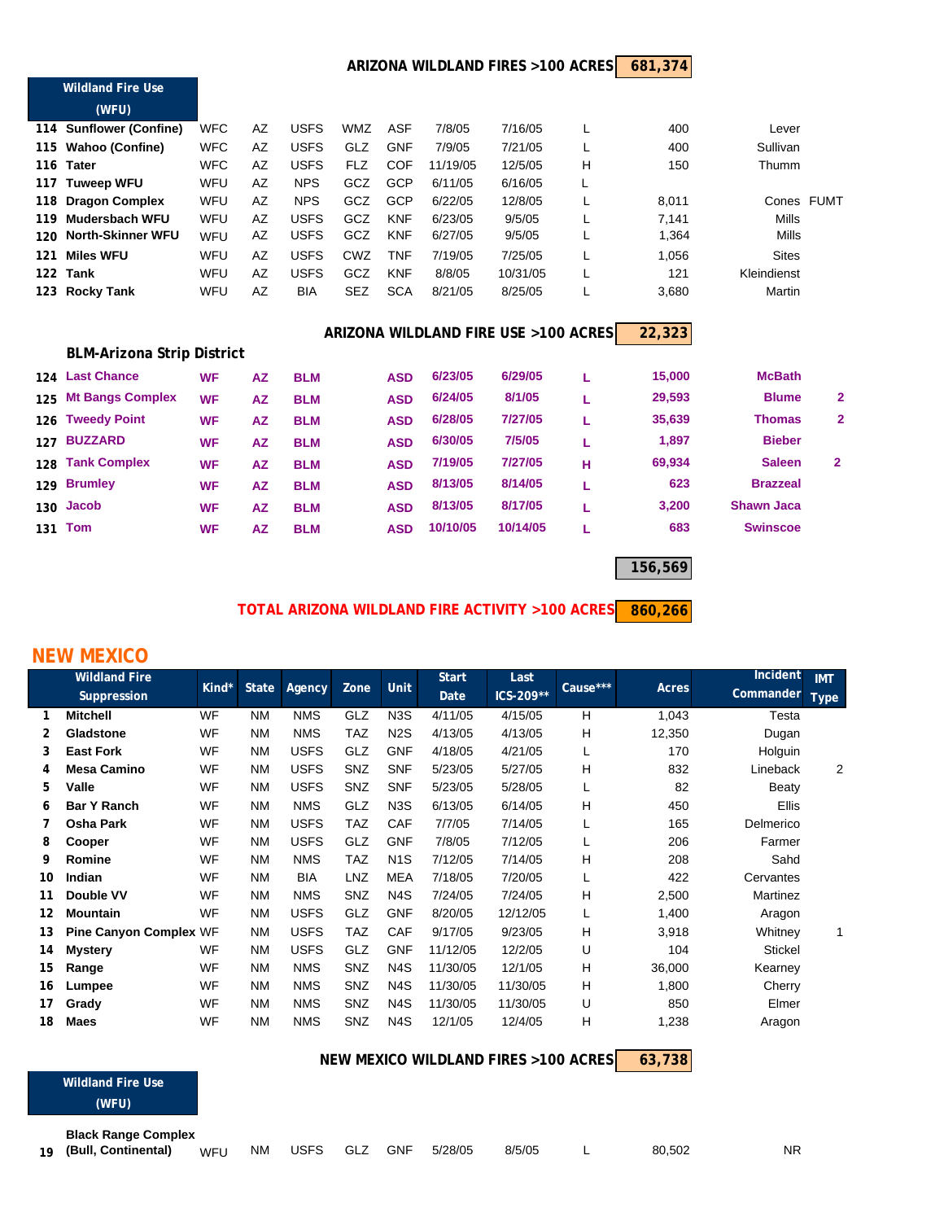**ARIZONA WILDLAND FIRES >100 ACRES** **681,374**

| Wildland Fire Use (WFU) | | Kind* | State | Agency | Zone | Unit | Start Date | Last ICS-209** | Cause*** | Acres | Incident Commander | IMT Type |
|---|---|---|---|---|---|---|---|---|---|---|---|---|
| 114 | Sunflower (Confine) | WFC | AZ | USFS | WMZ | ASF | 7/8/05 | 7/16/05 | L | 400 | Lever | |
| 115 | Wahoo (Confine) | WFC | AZ | USFS | GLZ | GNF | 7/9/05 | 7/21/05 | L | 400 | Sullivan | |
| 116 | Tater | WFC | AZ | USFS | FLZ | COF | 11/19/05 | 12/5/05 | H | 150 | Thumm | |
| 117 | Tuweep WFU | WFU | AZ | NPS | GCZ | GCP | 6/11/05 | 6/16/05 | L | | | |
| 118 | Dragon Complex | WFU | AZ | NPS | GCZ | GCP | 6/22/05 | 12/8/05 | L | 8,011 | Cones | FUMT |
| 119 | Mudersbach WFU | WFU | AZ | USFS | GCZ | KNF | 6/23/05 | 9/5/05 | L | 7,141 | Mills | |
| 120 | North-Skinner WFU | WFU | AZ | USFS | GCZ | KNF | 6/27/05 | 9/5/05 | L | 1,364 | Mills | |
| 121 | Miles WFU | WFU | AZ | USFS | CWZ | TNF | 7/19/05 | 7/25/05 | L | 1,056 | Sites | |
| 122 | Tank | WFU | AZ | USFS | GCZ | KNF | 8/8/05 | 10/31/05 | L | 121 | Kleindienst | |
| 123 | Rocky Tank | WFU | AZ | BIA | SEZ | SCA | 8/21/05 | 8/25/05 | L | 3,680 | Martin | |

**ARIZONA WILDLAND FIRE USE >100 ACRES** **22,323**

**BLM-Arizona Strip District**

| | | Kind* | State | Agency | Zone | Unit | Start Date | Last ICS-209** | Cause*** | Acres | Incident Commander | IMT Type |
|---|---|---|---|---|---|---|---|---|---|---|---|---|
| 124 | Last Chance | WF | AZ | BLM | | ASD | 6/23/05 | 6/29/05 | L | 15,000 | McBath | |
| 125 | Mt Bangs Complex | WF | AZ | BLM | | ASD | 6/24/05 | 8/1/05 | L | 29,593 | Blume | 2 |
| 126 | Tweedy Point | WF | AZ | BLM | | ASD | 6/28/05 | 7/27/05 | L | 35,639 | Thomas | 2 |
| 127 | BUZZARD | WF | AZ | BLM | | ASD | 6/30/05 | 7/5/05 | L | 1,897 | Bieber | |
| 128 | Tank Complex | WF | AZ | BLM | | ASD | 7/19/05 | 7/27/05 | H | 69,934 | Saleen | 2 |
| 129 | Brumley | WF | AZ | BLM | | ASD | 8/13/05 | 8/14/05 | L | 623 | Brazzeal | |
| 130 | Jacob | WF | AZ | BLM | | ASD | 8/13/05 | 8/17/05 | L | 3,200 | Shawn Jaca | |
| 131 | Tom | WF | AZ | BLM | | ASD | 10/10/05 | 10/14/05 | L | 683 | Swinscoe | |

**156,569**

**TOTAL ARIZONA WILDLAND FIRE ACTIVITY >100 ACRES** **860,266**

## NEW MEXICO

| Wildland Fire Suppression | | Kind* | State | Agency | Zone | Unit | Start Date | Last ICS-209** | Cause*** | Acres | Incident Commander | IMT Type |
|---|---|---|---|---|---|---|---|---|---|---|---|---|
| 1 | Mitchell | WF | NM | NMS | GLZ | N3S | 4/11/05 | 4/15/05 | H | 1,043 | Testa | |
| 2 | Gladstone | WF | NM | NMS | TAZ | N2S | 4/13/05 | 4/13/05 | H | 12,350 | Dugan | |
| 3 | East Fork | WF | NM | USFS | GLZ | GNF | 4/18/05 | 4/21/05 | L | 170 | Holguin | |
| 4 | Mesa Camino | WF | NM | USFS | SNZ | SNF | 5/23/05 | 5/27/05 | H | 832 | Lineback | 2 |
| 5 | Valle | WF | NM | USFS | SNZ | SNF | 5/23/05 | 5/28/05 | L | 82 | Beaty | |
| 6 | Bar Y Ranch | WF | NM | NMS | GLZ | N3S | 6/13/05 | 6/14/05 | H | 450 | Ellis | |
| 7 | Osha Park | WF | NM | USFS | TAZ | CAF | 7/7/05 | 7/14/05 | L | 165 | Delmerico | |
| 8 | Cooper | WF | NM | USFS | GLZ | GNF | 7/8/05 | 7/12/05 | L | 206 | Farmer | |
| 9 | Romine | WF | NM | NMS | TAZ | N1S | 7/12/05 | 7/14/05 | H | 208 | Sahd | |
| 10 | Indian | WF | NM | BIA | LNZ | MEA | 7/18/05 | 7/20/05 | L | 422 | Cervantes | |
| 11 | Double VV | WF | NM | NMS | SNZ | N4S | 7/24/05 | 7/24/05 | H | 2,500 | Martinez | |
| 12 | Mountain | WF | NM | USFS | GLZ | GNF | 8/20/05 | 12/12/05 | L | 1,400 | Aragon | |
| 13 | Pine Canyon Complex | WF | NM | USFS | TAZ | CAF | 9/17/05 | 9/23/05 | H | 3,918 | Whitney | 1 |
| 14 | Mystery | WF | NM | USFS | GLZ | GNF | 11/12/05 | 12/2/05 | U | 104 | Stickel | |
| 15 | Range | WF | NM | NMS | SNZ | N4S | 11/30/05 | 12/1/05 | H | 36,000 | Kearney | |
| 16 | Lumpee | WF | NM | NMS | SNZ | N4S | 11/30/05 | 11/30/05 | H | 1,800 | Cherry | |
| 17 | Grady | WF | NM | NMS | SNZ | N4S | 11/30/05 | 11/30/05 | U | 850 | Elmer | |
| 18 | Maes | WF | NM | NMS | SNZ | N4S | 12/1/05 | 12/4/05 | H | 1,238 | Aragon | |

**NEW MEXICO WILDLAND FIRES >100 ACRES** **63,738**

| Wildland Fire Use (WFU) | | Kind* | State | Agency | Zone | Unit | Start Date | Last ICS-209** | Cause*** | Acres | Incident Commander | IMT Type |
|---|---|---|---|---|---|---|---|---|---|---|---|---|
| 19 | Black Range Complex (Bull, Continental) | WFU | NM | USFS | GLZ | GNF | 5/28/05 | 8/5/05 | L | 80,502 | NR | |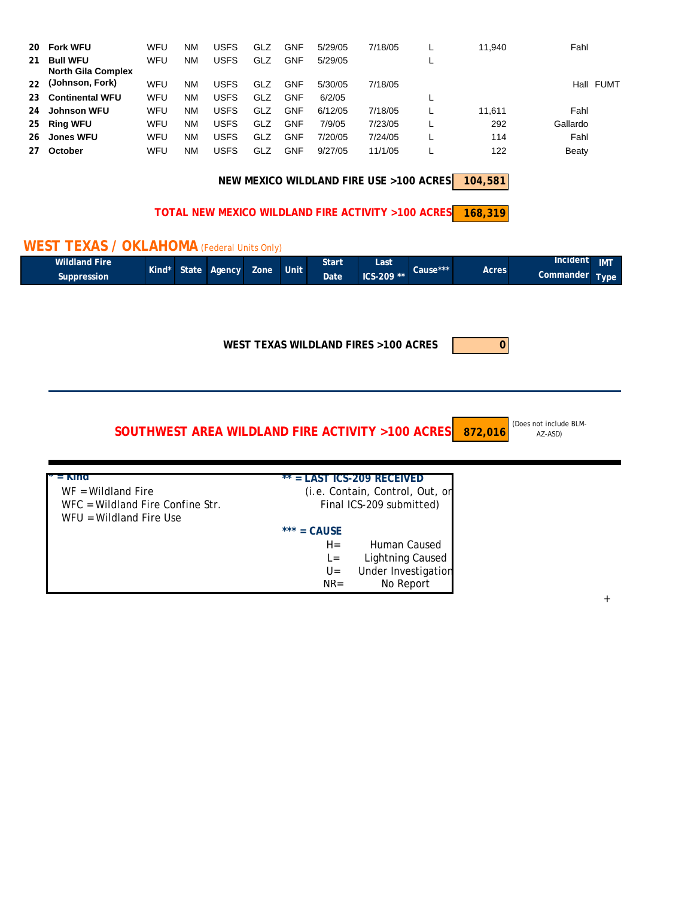| | | | | | | | | | | | | |
|---|---|---|---|---|---|---|---|---|---|---|---|---|
| 20 | **Fork WFU** | WFU | NM | USFS | GLZ | GNF | 5/29/05 | 7/18/05 | L | 11,940 | Fahl | |
| 21 | **Bull WFU** | WFU | NM | USFS | GLZ | GNF | 5/29/05 | | L | | | |
| 22 | **North Gila Complex (Johnson, Fork)** | WFU | NM | USFS | GLZ | GNF | 5/30/05 | 7/18/05 | | | Hall | FUMT |
| 23 | **Continental WFU** | WFU | NM | USFS | GLZ | GNF | 6/2/05 | | L | | | |
| 24 | **Johnson WFU** | WFU | NM | USFS | GLZ | GNF | 6/12/05 | 7/18/05 | L | 11,611 | Fahl | |
| 25 | **Ring WFU** | WFU | NM | USFS | GLZ | GNF | 7/9/05 | 7/23/05 | L | 292 | Gallardo | |
| 26 | **Jones WFU** | WFU | NM | USFS | GLZ | GNF | 7/20/05 | 7/24/05 | L | 114 | Fahl | |
| 27 | **October** | WFU | NM | USFS | GLZ | GNF | 9/27/05 | 11/1/05 | L | 122 | Beaty | |

**NEW MEXICO WILDLAND FIRE USE >100 ACRES** **104,581**

**TOTAL NEW MEXICO WILDLAND FIRE ACTIVITY >100 ACRES** **168,319**

## WEST TEXAS / OKLAHOMA (Federal Units Only)

| Wildland Fire Suppression | Kind* | State | Agency | Zone | Unit | Start Date | Last ICS-209 ** | Cause*** | Acres | Incident Commander | IMT Type |
|---|---|---|---|---|---|---|---|---|---|---|---|

**WEST TEXAS WILDLAND FIRES >100 ACRES** **0**

**SOUTHWEST AREA WILDLAND FIRE ACTIVITY >100 ACRES** **872,016** (Does not include BLM-AZ-ASD)

**\* = Kind**
- WF = Wildland Fire
- WFC = Wildland Fire Confine Str.
- WFU = Wildland Fire Use

**\*\* = LAST ICS-209 RECEIVED**
(i.e. Contain, Control, Out, or Final ICS-209 submitted)

**\*\*\* = CAUSE**
- H= Human Caused
- L= Lightning Caused
- U= Under Investigation
- NR= No Report